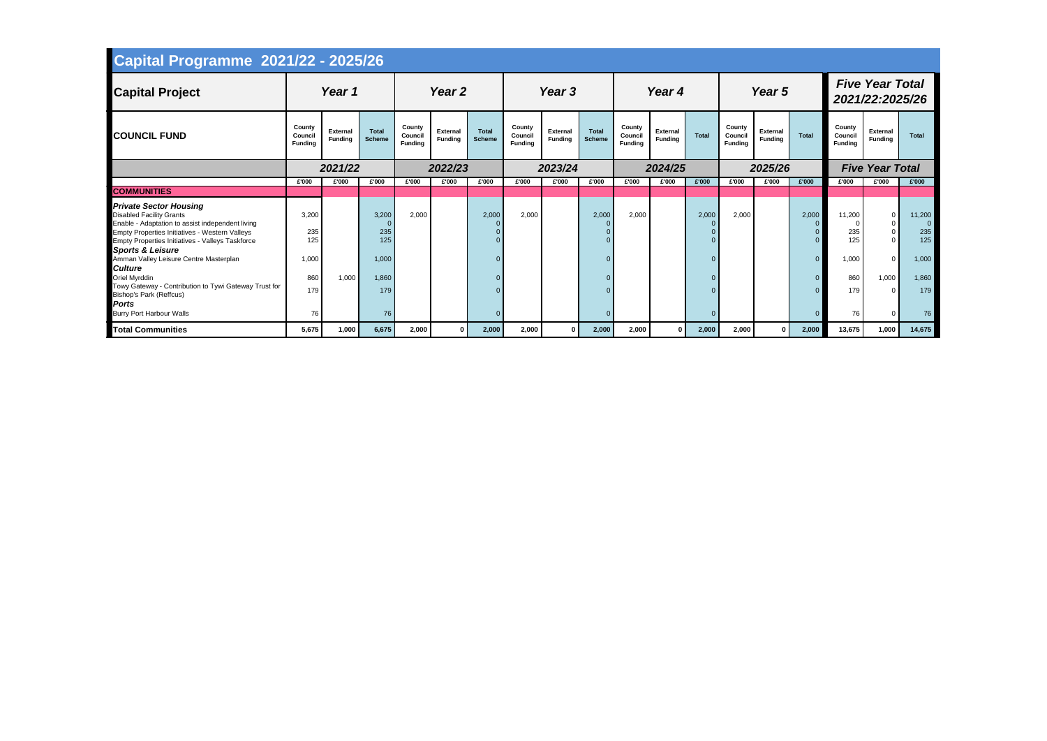# Capital Programme 2021/22 - 2025/26

| Capital Project | Year 1 | | | Year 2 | | | Year 3 | | | Year 4 | | | Year 5 | | | Five Year Total 2021/22:2025/26 | | |
|---|---|---|---|---|---|---|---|---|---|---|---|---|---|---|---|---|---|---|
| **COUNCIL FUND** | County Council Funding | External Funding | Total Scheme | County Council Funding | External Funding | Total Scheme | County Council Funding | External Funding | Total Scheme | County Council Funding | External Funding | Total | County Council Funding | External Funding | Total | County Council Funding | External Funding | Total |
| | 2021/22 | | | 2022/23 | | | 2023/24 | | | 2024/25 | | | 2025/26 | | | Five Year Total | | |
| | £'000 | £'000 | £'000 | £'000 | £'000 | £'000 | £'000 | £'000 | £'000 | £'000 | £'000 | £'000 | £'000 | £'000 | £'000 | £'000 | £'000 | £'000 |
| **COMMUNITIES** | | | | | | | | | | | | | | | | | | |
| ***Private Sector Housing*** | | | | | | | | | | | | | | | | | | |
| Disabled Facility Grants | 3,200 | | 3,200 | 2,000 | | 2,000 | 2,000 | | 2,000 | 2,000 | | 2,000 | 2,000 | | 2,000 | 11,200 | 0 | 11,200 |
| Enable - Adaptation to assist independent living | | | 0 | | | 0 | | | 0 | | | 0 | | | 0 | 0 | 0 | 0 |
| Empty Properties Initiatives - Western Valleys | 235 | | 235 | | | 0 | | | 0 | | | 0 | | | 0 | 235 | 0 | 235 |
| Empty Properties Initiatives - Valleys Taskforce | 125 | | 125 | | | 0 | | | 0 | | | 0 | | | 0 | 125 | 0 | 125 |
| ***Sports & Leisure*** | | | | | | | | | | | | | | | | | | |
| Amman Valley Leisure Centre Masterplan | 1,000 | | 1,000 | | | 0 | | | 0 | | | 0 | | | 0 | 1,000 | 0 | 1,000 |
| ***Culture*** | | | | | | | | | | | | | | | | | | |
| Oriel Myrddin | 860 | 1,000 | 1,860 | | | 0 | | | 0 | | | 0 | | | 0 | 860 | 1,000 | 1,860 |
| Towy Gateway - Contribution to Tywi Gateway Trust for Bishop's Park (Reffcus) | 179 | | 179 | | | 0 | | | 0 | | | 0 | | | 0 | 179 | 0 | 179 |
| ***Ports*** | | | | | | | | | | | | | | | | | | |
| Burry Port Harbour Walls | 76 | | 76 | | | 0 | | | 0 | | | 0 | | | 0 | 76 | 0 | 76 |
| **Total Communities** | **5,675** | **1,000** | **6,675** | **2,000** | **0** | **2,000** | **2,000** | **0** | **2,000** | **2,000** | **0** | **2,000** | **2,000** | **0** | **2,000** | **13,675** | **1,000** | **14,675** |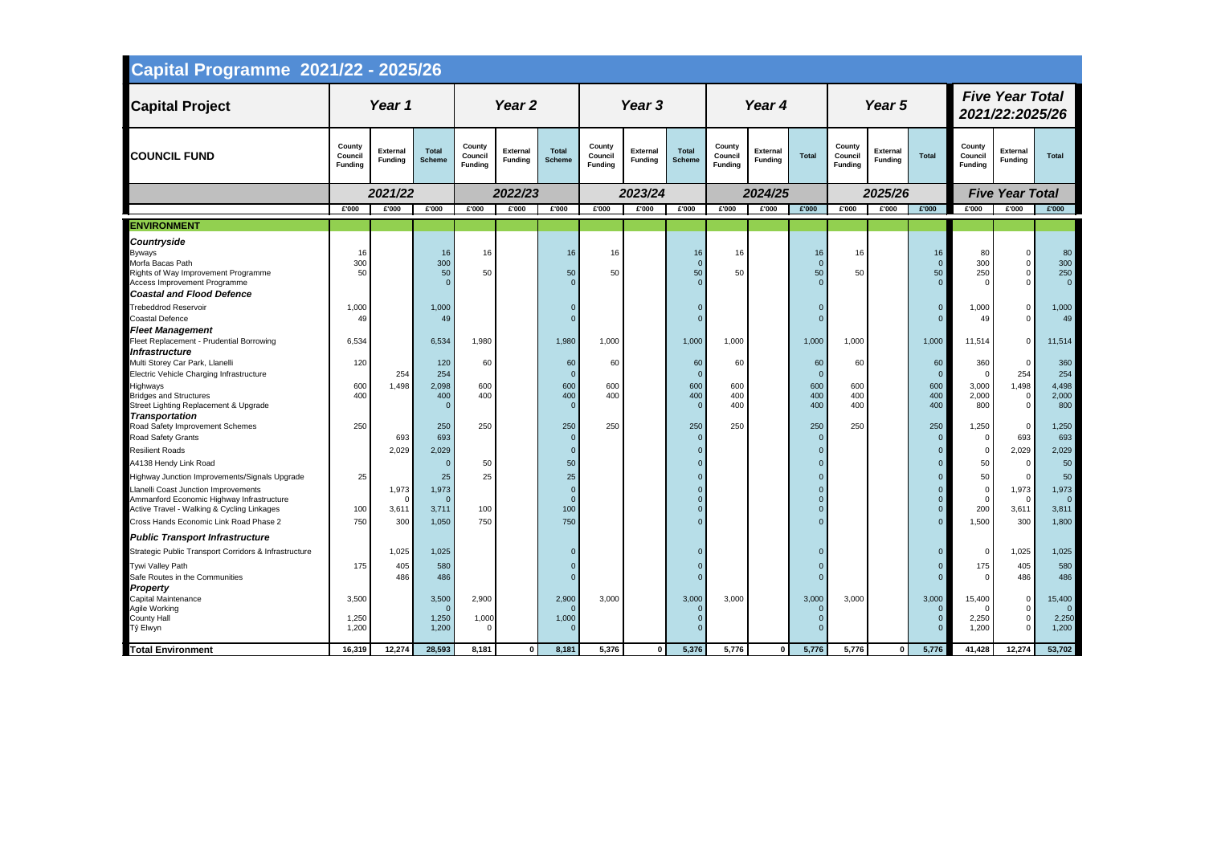# Capital Programme 2021/22 - 2025/26

| Capital Project | Year 1 | | | Year 2 | | | Year 3 | | | Year 4 | | | Year 5 | | | Five Year Total 2021/22:2025/26 | | |
|---|---|---|---|---|---|---|---|---|---|---|---|---|---|---|---|---|---|---|
| **COUNCIL FUND** | County Council Funding | External Funding | Total Scheme | County Council Funding | External Funding | Total Scheme | County Council Funding | External Funding | Total Scheme | County Council Funding | External Funding | Total | County Council Funding | External Funding | Total | County Council Funding | External Funding | Total |
| | 2021/22 | | | 2022/23 | | | 2023/24 | | | 2024/25 | | | 2025/26 | | | Five Year Total | | |
| | £'000 | £'000 | £'000 | £'000 | £'000 | £'000 | £'000 | £'000 | £'000 | £'000 | £'000 | £'000 | £'000 | £'000 | £'000 | £'000 | £'000 | £'000 |
| **ENVIRONMENT** | | | | | | | | | | | | | | | | | | |
| ***Countryside*** | | | | | | | | | | | | | | | | | | |
| Byways | 16 | | 16 | 16 | | 16 | 16 | | 16 | 16 | | 16 | 16 | | 16 | 80 | 0 | 80 |
| Morfa Bacas Path | 300 | | 300 | | | | | | 0 | | | 0 | | | 0 | 300 | 0 | 300 |
| Rights of Way Improvement Programme | 50 | | 50 | 50 | | 50 | 50 | | 50 | 50 | | 50 | 50 | | 50 | 250 | 0 | 250 |
| Access Improvement Programme | | | 0 | | | 0 | | | 0 | | | 0 | | | 0 | 0 | 0 | 0 |
| ***Coastal and Flood Defence*** | | | | | | | | | | | | | | | | | | |
| Trebeddrod Reservoir | 1,000 | | 1,000 | | | 0 | | | 0 | | | 0 | | | 0 | 1,000 | 0 | 1,000 |
| Coastal Defence | 49 | | 49 | | | 0 | | | 0 | | | 0 | | | 0 | 49 | 0 | 49 |
| ***Fleet Management*** | | | | | | | | | | | | | | | | | | |
| Fleet Replacement - Prudential Borrowing | 6,534 | | 6,534 | 1,980 | | 1,980 | 1,000 | | 1,000 | 1,000 | | 1,000 | 1,000 | | 1,000 | 11,514 | 0 | 11,514 |
| ***Infrastructure*** | | | | | | | | | | | | | | | | | | |
| Multi Storey Car Park, Llanelli | 120 | | 120 | 60 | | 60 | 60 | | 60 | 60 | | 60 | 60 | | 60 | 360 | 0 | 360 |
| Electric Vehicle Charging Infrastructure | | 254 | 254 | | | 0 | | | 0 | | | 0 | | | 0 | 0 | 254 | 254 |
| Highways | 600 | 1,498 | 2,098 | 600 | | 600 | 600 | | 600 | 600 | | 600 | 600 | | 600 | 3,000 | 1,498 | 4,498 |
| Bridges and Structures | 400 | | 400 | 400 | | 400 | 400 | | 400 | 400 | | 400 | 400 | | 400 | 2,000 | 0 | 2,000 |
| Street Lighting Replacement & Upgrade | | | 0 | | | 0 | | | 0 | 400 | | 400 | 400 | | 400 | 800 | 0 | 800 |
| ***Transportation*** | | | | | | | | | | | | | | | | | | |
| Road Safety Improvement Schemes | 250 | | 250 | 250 | | 250 | 250 | | 250 | 250 | | 250 | 250 | | 250 | 1,250 | 0 | 1,250 |
| Road Safety Grants | | 693 | 693 | | | 0 | | | 0 | | | 0 | | | 0 | 0 | 693 | 693 |
| Resilient Roads | | 2,029 | 2,029 | | | 0 | | | 0 | | | 0 | | | 0 | 0 | 2,029 | 2,029 |
| A4138 Hendy Link Road | | | 0 | 50 | | 50 | | | 0 | | | 0 | | | 0 | 50 | 0 | 50 |
| Highway Junction Improvements/Signals Upgrade | 25 | | 25 | 25 | | 25 | | | 0 | | | 0 | | | 0 | 50 | 0 | 50 |
| Llanelli Coast Junction Improvements | | 1,973 | 1,973 | | | 0 | | | 0 | | | 0 | | | 0 | 0 | 1,973 | 1,973 |
| Ammanford Economic Highway Infrastructure | | 0 | 0 | | | 0 | | | 0 | | | 0 | | | 0 | 0 | 0 | 0 |
| Active Travel - Walking & Cycling Linkages | 100 | 3,611 | 3,711 | 100 | | 100 | | | 0 | | | 0 | | | 0 | 200 | 3,611 | 3,811 |
| Cross Hands Economic Link Road Phase 2 | 750 | 300 | 1,050 | 750 | | 750 | | | 0 | | | 0 | | | 0 | 1,500 | 300 | 1,800 |
| ***Public Transport Infrastructure*** | | | | | | | | | | | | | | | | | | |
| Strategic Public Transport Corridors & Infrastructure | | 1,025 | 1,025 | | | 0 | | | 0 | | | 0 | | | 0 | 0 | 1,025 | 1,025 |
| Tywi Valley Path | 175 | 405 | 580 | | | 0 | | | 0 | | | 0 | | | 0 | 175 | 405 | 580 |
| Safe Routes in the Communities | | 486 | 486 | | | 0 | | | 0 | | | 0 | | | 0 | 0 | 486 | 486 |
| ***Property*** | | | | | | | | | | | | | | | | | | |
| Capital Maintenance | 3,500 | | 3,500 | 2,900 | | 2,900 | 3,000 | | 3,000 | 3,000 | | 3,000 | 3,000 | | 3,000 | 15,400 | 0 | 15,400 |
| Agile Working | | | 0 | | | 0 | | | 0 | | | 0 | | | 0 | 0 | 0 | 0 |
| County Hall | 1,250 | | 1,250 | 1,000 | | 1,000 | | | 0 | | | 0 | | | 0 | 2,250 | 0 | 2,250 |
| Tŷ Elwyn | 1,200 | | 1,200 | 0 | | 0 | | | 0 | | | 0 | | | 0 | 1,200 | 0 | 1,200 |
| **Total Environment** | **16,319** | **12,274** | **28,593** | **8,181** | **0** | **8,181** | **5,376** | **0** | **5,376** | **5,776** | **0** | **5,776** | **5,776** | **0** | **5,776** | **41,428** | **12,274** | **53,702** |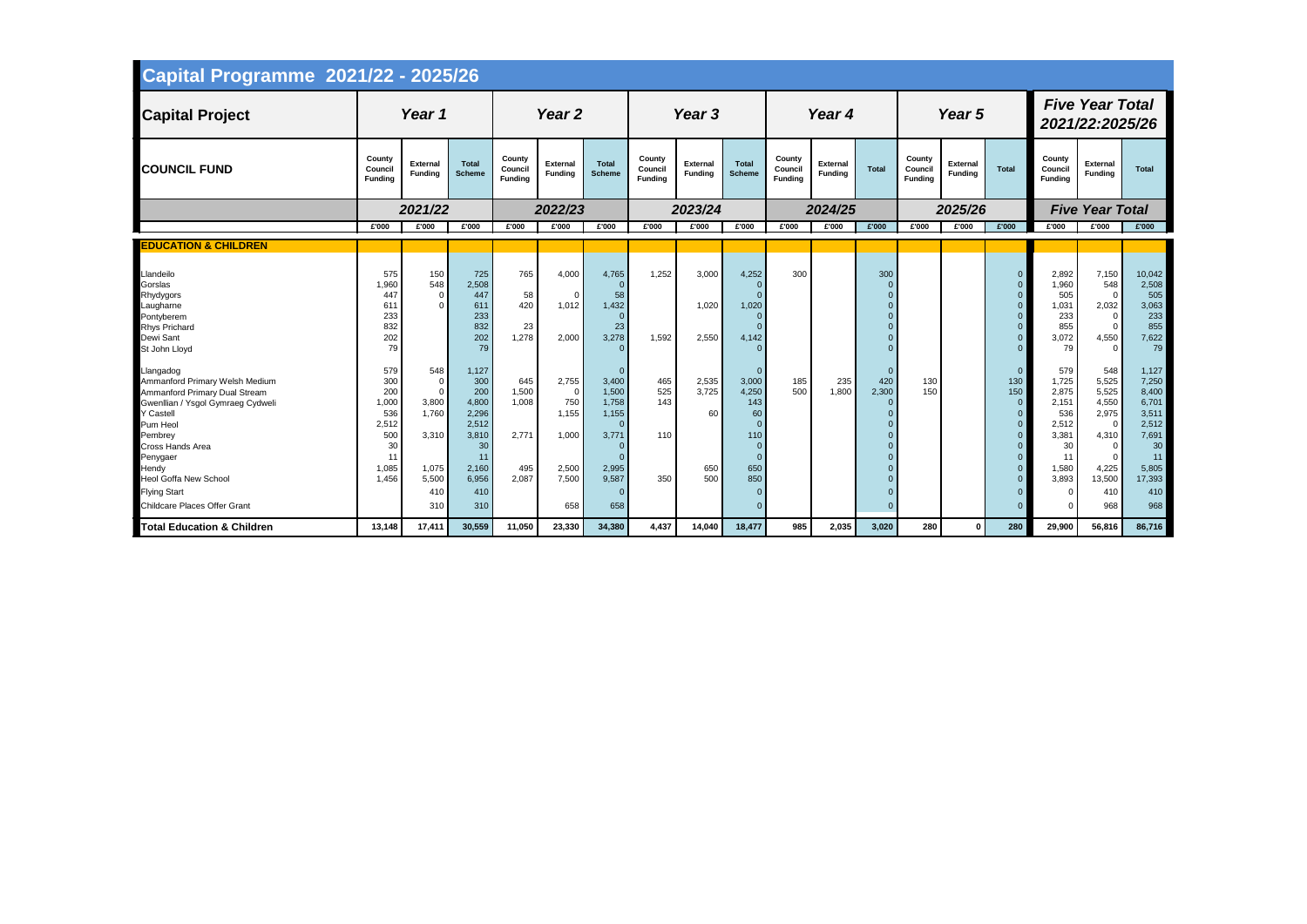# Capital Programme 2021/22 - 2025/26

| Capital Project | Year 1 | | | Year 2 | | | Year 3 | | | Year 4 | | | Year 5 | | | Five Year Total 2021/22:2025/26 | | |
|---|---|---|---|---|---|---|---|---|---|---|---|---|---|---|---|---|---|---|
| **COUNCIL FUND** | County Council Funding | External Funding | Total Scheme | County Council Funding | External Funding | Total Scheme | County Council Funding | External Funding | Total Scheme | County Council Funding | External Funding | Total | County Council Funding | External Funding | Total | County Council Funding | External Funding | Total |
| | 2021/22 | | | 2022/23 | | | 2023/24 | | | 2024/25 | | | 2025/26 | | | Five Year Total | | |
| | £'000 | £'000 | £'000 | £'000 | £'000 | £'000 | £'000 | £'000 | £'000 | £'000 | £'000 | £'000 | £'000 | £'000 | £'000 | £'000 | £'000 | £'000 |
| **EDUCATION & CHILDREN** | | | | | | | | | | | | | | | | | | |
| Llandeilo | 575 | 150 | 725 | 765 | 4,000 | 4,765 | 1,252 | 3,000 | 4,252 | 300 | | 300 | | | 0 | 2,892 | 7,150 | 10,042 |
| Gorslas | 1,960 | 548 | 2,508 | | | 0 | | | 0 | | | 0 | | | 0 | 1,960 | 548 | 2,508 |
| Rhydygors | 447 | 0 | 447 | 58 | 0 | 58 | | | 0 | | | 0 | | | 0 | 505 | 0 | 505 |
| Laugharne | 611 | 0 | 611 | 420 | 1,012 | 1,432 | | 1,020 | 1,020 | | | 0 | | | 0 | 1,031 | 2,032 | 3,063 |
| Pontyberem | 233 | | 233 | | | 0 | | | 0 | | | 0 | | | 0 | 233 | 0 | 233 |
| Rhys Prichard | 832 | | 832 | 23 | | 23 | | | 0 | | | 0 | | | 0 | 855 | 0 | 855 |
| Dewi Sant | 202 | | 202 | 1,278 | 2,000 | 3,278 | 1,592 | 2,550 | 4,142 | | | 0 | | | 0 | 3,072 | 4,550 | 7,622 |
| St John Lloyd | 79 | | 79 | | | 0 | | | 0 | | | 0 | | | 0 | 79 | 0 | 79 |
| Llangadog | 579 | 548 | 1,127 | | | 0 | | | 0 | | | 0 | | | 0 | 579 | 548 | 1,127 |
| Ammanford Primary Welsh Medium | 300 | 0 | 300 | 645 | 2,755 | 3,400 | 465 | 2,535 | 3,000 | 185 | 235 | 420 | 130 | | 130 | 1,725 | 5,525 | 7,250 |
| Ammanford Primary Dual Stream | 200 | 0 | 200 | 1,500 | 0 | 1,500 | 525 | 3,725 | 4,250 | 500 | 1,800 | 2,300 | 150 | | 150 | 2,875 | 5,525 | 8,400 |
| Gwenllian / Ysgol Gymraeg Cydweli | 1,000 | 3,800 | 4,800 | 1,008 | 750 | 1,758 | 143 | | 143 | | | 0 | | | 0 | 2,151 | 4,550 | 6,701 |
| Y Castell | 536 | 1,760 | 2,296 | | 1,155 | 1,155 | | 60 | 60 | | | 0 | | | 0 | 536 | 2,975 | 3,511 |
| Pum Heol | 2,512 | | 2,512 | | | 0 | | | 0 | | | 0 | | | 0 | 2,512 | 0 | 2,512 |
| Pembrey | 500 | 3,310 | 3,810 | 2,771 | 1,000 | 3,771 | 110 | | 110 | | | 0 | | | 0 | 3,381 | 4,310 | 7,691 |
| Cross Hands Area | 30 | | 30 | | | 0 | | | 0 | | | 0 | | | 0 | 30 | 0 | 30 |
| Penygaer | 11 | | 11 | | | 0 | | | 0 | | | 0 | | | 0 | 11 | 0 | 11 |
| Hendy | 1,085 | 1,075 | 2,160 | 495 | 2,500 | 2,995 | | 650 | 650 | | | 0 | | | 0 | 1,580 | 4,225 | 5,805 |
| Heol Goffa New School | 1,456 | 5,500 | 6,956 | 2,087 | 7,500 | 9,587 | 350 | 500 | 850 | | | 0 | | | 0 | 3,893 | 13,500 | 17,393 |
| Flying Start | | 410 | 410 | | | 0 | | | 0 | | | 0 | | | 0 | 0 | 410 | 410 |
| Childcare Places Offer Grant | | 310 | 310 | | 658 | 658 | | | 0 | | | 0 | | | 0 | 0 | 968 | 968 |
| **Total Education & Children** | **13,148** | **17,411** | **30,559** | **11,050** | **23,330** | **34,380** | **4,437** | **14,040** | **18,477** | **985** | **2,035** | **3,020** | **280** | **0** | **280** | **29,900** | **56,816** | **86,716** |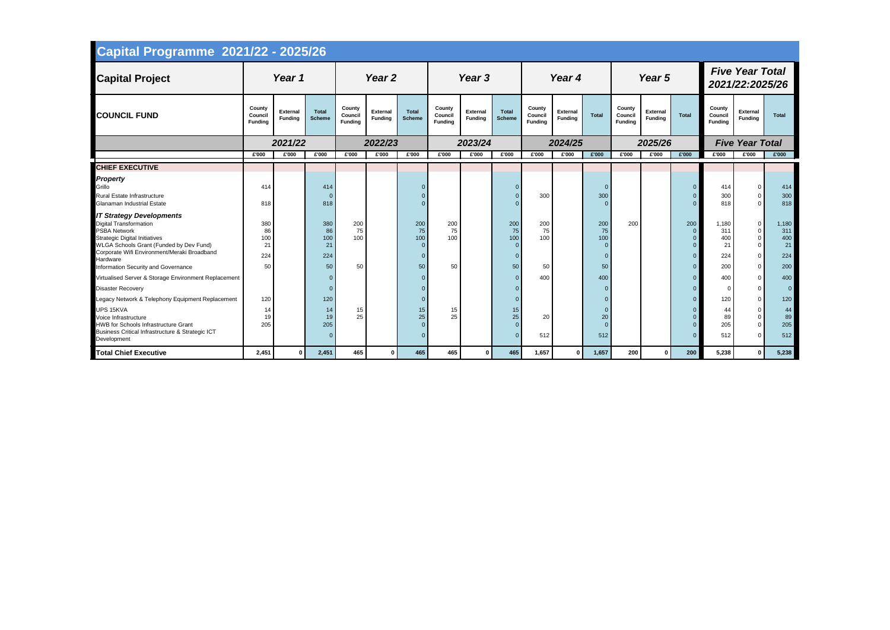# Capital Programme 2021/22 - 2025/26

| Capital Project | Year 1 | | | Year 2 | | | Year 3 | | | Year 4 | | | Year 5 | | | Five Year Total 2021/22:2025/26 | | |
|---|---|---|---|---|---|---|---|---|---|---|---|---|---|---|---|---|---|---|
| **COUNCIL FUND** | County Council Funding | External Funding | Total Scheme | County Council Funding | External Funding | Total Scheme | County Council Funding | External Funding | Total Scheme | County Council Funding | External Funding | Total | County Council Funding | External Funding | Total | County Council Funding | External Funding | Total |
| | 2021/22 | | | 2022/23 | | | 2023/24 | | | 2024/25 | | | 2025/26 | | | Five Year Total | | |
| | £'000 | £'000 | £'000 | £'000 | £'000 | £'000 | £'000 | £'000 | £'000 | £'000 | £'000 | £'000 | £'000 | £'000 | £'000 | £'000 | £'000 | £'000 |
| **CHIEF EXECUTIVE** | | | | | | | | | | | | | | | | | | |
| ***Property*** | | | | | | | | | | | | | | | | | | |
| Grillo | 414 | | 414 | | | 0 | | | 0 | | | 0 | | | 0 | 414 | 0 | 414 |
| Rural Estate Infrastructure | | | 0 | | | 0 | | | 0 | 300 | | 300 | | | 0 | 300 | 0 | 300 |
| Glanaman Industrial Estate | 818 | | 818 | | | 0 | | | 0 | | | 0 | | | 0 | 818 | 0 | 818 |
| ***IT Strategy Developments*** | | | | | | | | | | | | | | | | | | |
| Digital Transformation | 380 | | 380 | 200 | | 200 | 200 | | 200 | 200 | | 200 | 200 | | 200 | 1,180 | 0 | 1,180 |
| PSBA Network | 86 | | 86 | 75 | | 75 | 75 | | 75 | 75 | | 75 | | | 0 | 311 | 0 | 311 |
| Strategic Digital Initiatives | 100 | | 100 | 100 | | 100 | 100 | | 100 | 100 | | 100 | | | 0 | 400 | 0 | 400 |
| WLGA Schools Grant (Funded by Dev Fund) | 21 | | 21 | | | 0 | | | 0 | | | 0 | | | 0 | 21 | 0 | 21 |
| Corporate Wifi Environment/Meraki Broadband Hardware | 224 | | 224 | | | 0 | | | 0 | | | 0 | | | 0 | 224 | 0 | 224 |
| Information Security and Governance | 50 | | 50 | 50 | | 50 | 50 | | 50 | 50 | | 50 | | | 0 | 200 | 0 | 200 |
| Virtualised Server & Storage Environment Replacement | | | 0 | | | 0 | | | 0 | 400 | | 400 | | | 0 | 400 | 0 | 400 |
| Disaster Recovery | | | 0 | | | 0 | | | 0 | | | 0 | | | 0 | 0 | 0 | 0 |
| Legacy Network & Telephony Equipment Replacement | 120 | | 120 | | | 0 | | | 0 | | | 0 | | | 0 | 120 | 0 | 120 |
| UPS 15KVA | 14 | | 14 | 15 | | 15 | 15 | | 15 | | | 0 | | | 0 | 44 | 0 | 44 |
| Voice Infrastructure | 19 | | 19 | 25 | | 25 | 25 | | 25 | 20 | | 20 | | | 0 | 89 | 0 | 89 |
| HWB for Schools Infrastructure Grant | 205 | | 205 | | | 0 | | | 0 | | | 0 | | | 0 | 205 | 0 | 205 |
| Business Critical Infrastructure & Strategic ICT Development | | | 0 | | | 0 | | | 0 | 512 | | 512 | | | 0 | 512 | 0 | 512 |
| **Total Chief Executive** | **2,451** | **0** | **2,451** | **465** | **0** | **465** | **465** | **0** | **465** | **1,657** | **0** | **1,657** | **200** | **0** | **200** | **5,238** | **0** | **5,238** |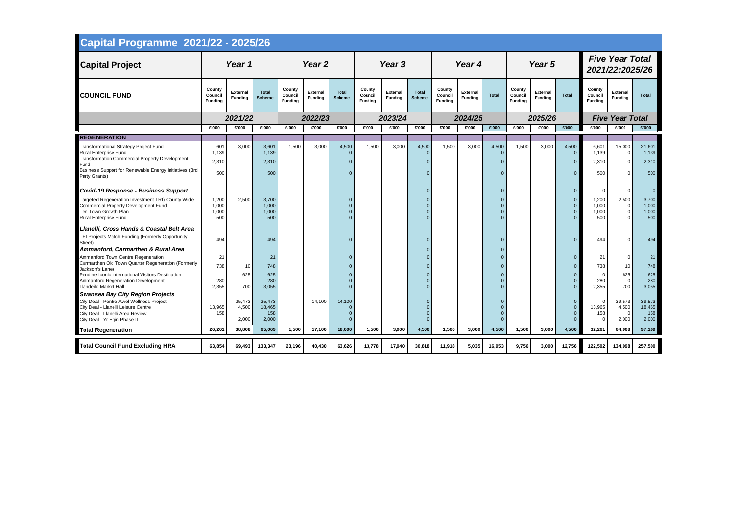# Capital Programme 2021/22 - 2025/26

| Capital Project | Year 1 | | | Year 2 | | | Year 3 | | | Year 4 | | | Year 5 | | | Five Year Total 2021/22:2025/26 | | |
|---|---|---|---|---|---|---|---|---|---|---|---|---|---|---|---|---|---|---|
| **COUNCIL FUND** | County Council Funding | External Funding | Total Scheme | County Council Funding | External Funding | Total Scheme | County Council Funding | External Funding | Total Scheme | County Council Funding | External Funding | Total | County Council Funding | External Funding | Total | County Council Funding | External Funding | Total |
| | 2021/22 | | | 2022/23 | | | 2023/24 | | | 2024/25 | | | 2025/26 | | | Five Year Total | | |
| | £'000 | £'000 | £'000 | £'000 | £'000 | £'000 | £'000 | £'000 | £'000 | £'000 | £'000 | £'000 | £'000 | £'000 | £'000 | £'000 | £'000 | £'000 |
| **REGENERATION** | | | | | | | | | | | | | | | | | | |
| Transformational Strategy Project Fund | 601 | 3,000 | 3,601 | 1,500 | 3,000 | 4,500 | 1,500 | 3,000 | 4,500 | 1,500 | 3,000 | 4,500 | 1,500 | 3,000 | 4,500 | 6,601 | 15,000 | 21,601 |
| Rural Enterprise Fund | 1,139 | | 1,139 | | | 0 | | | 0 | | | 0 | | | 0 | 1,139 | 0 | 1,139 |
| Transformation Commercial Property Development Fund | 2,310 | | 2,310 | | | 0 | | | 0 | | | 0 | | | 0 | 2,310 | 0 | 2,310 |
| Business Support for Renewable Energy Initiatives (3rd Party Grants) | 500 | | 500 | | | 0 | | | 0 | | | 0 | | | 0 | 500 | 0 | 500 |
| ***Covid-19 Response - Business Support*** | | | | | | | | | 0 | | | 0 | | | 0 | 0 | 0 | 0 |
| Targeted Regeneration Investment TRI) County Wide | 1,200 | 2,500 | 3,700 | | | 0 | | | 0 | | | 0 | | | 0 | 1,200 | 2,500 | 3,700 |
| Commercial Property Development Fund | 1,000 | | 1,000 | | | 0 | | | 0 | | | 0 | | | 0 | 1,000 | 0 | 1,000 |
| Ten Town Growth Plan | 1,000 | | 1,000 | | | 0 | | | 0 | | | 0 | | | 0 | 1,000 | 0 | 1,000 |
| Rural Enterprise Fund | 500 | | 500 | | | 0 | | | 0 | | | 0 | | | 0 | 500 | 0 | 500 |
| ***Llanelli, Cross Hands & Coastal Belt Area*** | | | | | | | | | | | | | | | | | | |
| TRI Projects Match Funding (Formerly Opportunity Street) | 494 | | 494 | | | 0 | | | 0 | | | 0 | | | 0 | 494 | 0 | 494 |
| ***Ammanford, Carmarthen & Rural Area*** | | | | | | | | | 0 | | | 0 | | | | | | |
| Ammanford Town Centre Regeneration | 21 | | 21 | | | 0 | | | 0 | | | 0 | | | 0 | 21 | 0 | 21 |
| Carmarthen Old Town Quarter Regeneration (Formerly Jackson's Lane) | 738 | 10 | 748 | | | 0 | | | 0 | | | 0 | | | 0 | 738 | 10 | 748 |
| Pendine Iconic International Visitors Destination | | 625 | 625 | | | 0 | | | 0 | | | 0 | | | 0 | 0 | 625 | 625 |
| Ammanford Regeneration Development | 280 | | 280 | | | 0 | | | 0 | | | 0 | | | 0 | 280 | 0 | 280 |
| Llandeilo Market Hall | 2,355 | 700 | 3,055 | | | 0 | | | 0 | | | 0 | | | 0 | 2,355 | 700 | 3,055 |
| ***Swansea Bay City Region Projects*** | | | | | | | | | | | | | | | | | | |
| City Deal - Pentre Awel Wellness Project | | 25,473 | 25,473 | | 14,100 | 14,100 | | | 0 | | | 0 | | | 0 | 0 | 39,573 | 39,573 |
| City Deal - Llanelli Leisure Centre | 13,965 | 4,500 | 18,465 | | | 0 | | | 0 | | | 0 | | | 0 | 13,965 | 4,500 | 18,465 |
| City Deal - Llanelli Area Review | 158 | | 158 | | | 0 | | | 0 | | | 0 | | | 0 | 158 | 0 | 158 |
| City Deal - Yr Egin Phase II | | 2,000 | 2,000 | | | 0 | | | 0 | | | 0 | | | 0 | 0 | 2,000 | 2,000 |
| **Total Regeneration** | **26,261** | **38,808** | **65,069** | **1,500** | **17,100** | **18,600** | **1,500** | **3,000** | **4,500** | **1,500** | **3,000** | **4,500** | **1,500** | **3,000** | **4,500** | **32,261** | **64,908** | **97,169** |
| **Total Council Fund Excluding HRA** | **63,854** | **69,493** | **133,347** | **23,196** | **40,430** | **63,626** | **13,778** | **17,040** | **30,818** | **11,918** | **5,035** | **16,953** | **9,756** | **3,000** | **12,756** | **122,502** | **134,998** | **257,500** |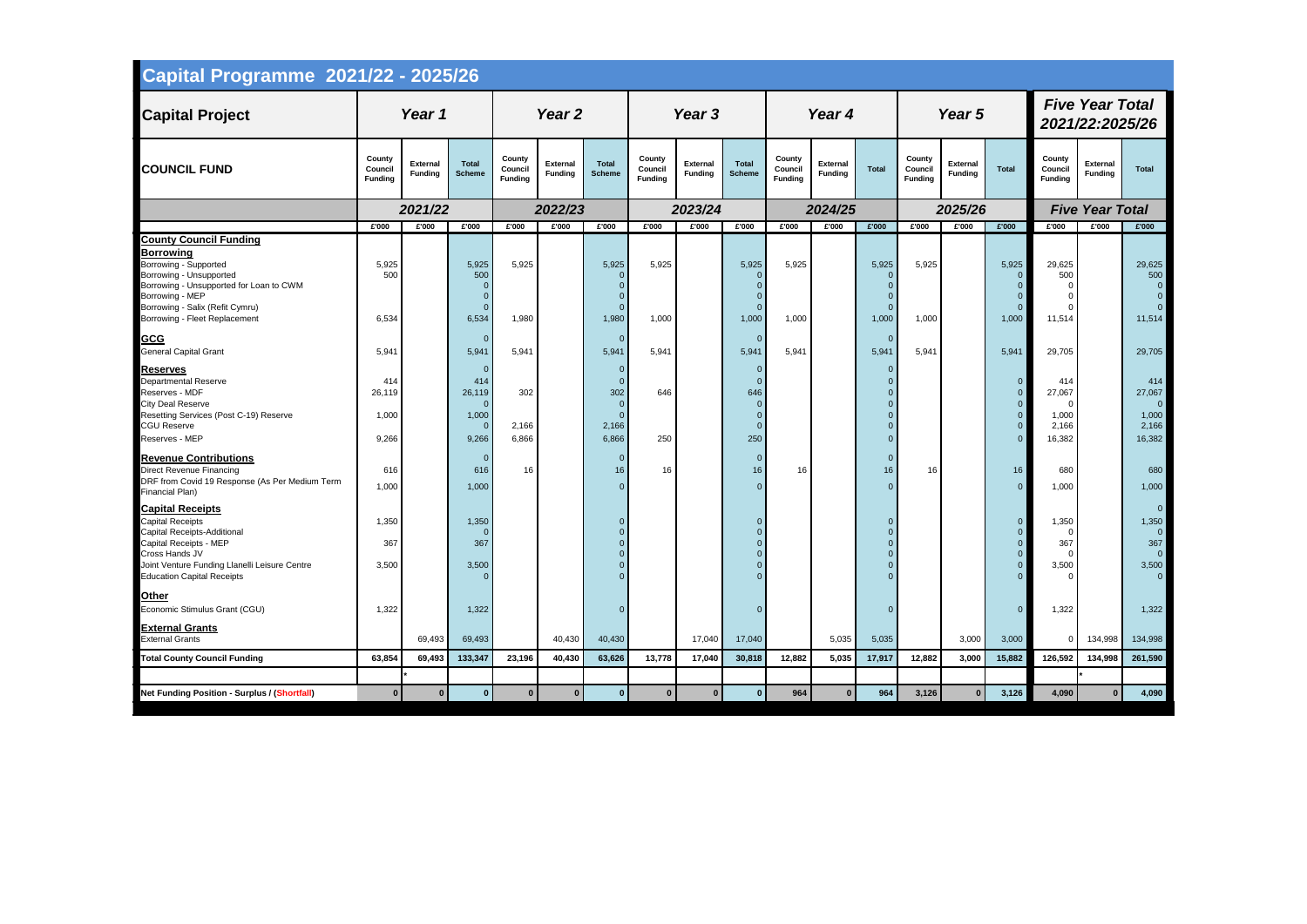# Capital Programme 2021/22 - 2025/26

| Capital Project | Year 1 | | | Year 2 | | | Year 3 | | | Year 4 | | | Year 5 | | | Five Year Total 2021/22:2025/26 | | |
|---|---|---|---|---|---|---|---|---|---|---|---|---|---|---|---|---|---|---|
| **COUNCIL FUND** | County Council Funding | External Funding | Total Scheme | County Council Funding | External Funding | Total Scheme | County Council Funding | External Funding | Total Scheme | County Council Funding | External Funding | Total | County Council Funding | External Funding | Total | County Council Funding | External Funding | Total |
| | 2021/22 | | | 2022/23 | | | 2023/24 | | | 2024/25 | | | 2025/26 | | | Five Year Total | | |
| | £'000 | £'000 | £'000 | £'000 | £'000 | £'000 | £'000 | £'000 | £'000 | £'000 | £'000 | £'000 | £'000 | £'000 | £'000 | £'000 | £'000 | £'000 |
| **County Council Funding** | | | | | | | | | | | | | | | | | | |
| **Borrowing** | | | | | | | | | | | | | | | | | | |
| Borrowing - Supported | 5,925 | | 5,925 | 5,925 | | 5,925 | 5,925 | | 5,925 | 5,925 | | 5,925 | 5,925 | | 5,925 | 29,625 | | 29,625 |
| Borrowing - Unsupported | 500 | | 500 | | | 0 | | | 0 | | | 0 | | | 0 | 500 | | 500 |
| Borrowing - Unsupported for Loan to CWM | | | 0 | | | 0 | | | 0 | | | 0 | | | 0 | 0 | | 0 |
| Borrowing - MEP | | | 0 | | | 0 | | | 0 | | | 0 | | | 0 | 0 | | 0 |
| Borrowing - Salix (Refit Cymru) | | | 0 | | | 0 | | | 0 | | | 0 | | | 0 | 0 | | 0 |
| Borrowing - Fleet Replacement | 6,534 | | 6,534 | 1,980 | | 1,980 | 1,000 | | 1,000 | 1,000 | | 1,000 | 1,000 | | 1,000 | 11,514 | | 11,514 |
| **GCG** | | | 0 | | | 0 | | | 0 | | | 0 | | | | | | |
| General Capital Grant | 5,941 | | 5,941 | 5,941 | | 5,941 | 5,941 | | 5,941 | 5,941 | | 5,941 | 5,941 | | 5,941 | 29,705 | | 29,705 |
| **Reserves** | | | 0 | | | 0 | | | 0 | | | 0 | | | | | | |
| Departmental Reserve | 414 | | 414 | | | 0 | | | 0 | | | 0 | | | 0 | 414 | | 414 |
| Reserves - MDF | 26,119 | | 26,119 | 302 | | 302 | 646 | | 646 | | | 0 | | | 0 | 27,067 | | 27,067 |
| City Deal Reserve | | | 0 | | | 0 | | | 0 | | | 0 | | | 0 | 0 | | 0 |
| Resetting Services (Post C-19) Reserve | 1,000 | | 1,000 | | | 0 | | | 0 | | | 0 | | | 0 | 1,000 | | 1,000 |
| CGU Reserve | | | 0 | 2,166 | | 2,166 | | | 0 | | | 0 | | | 0 | 2,166 | | 2,166 |
| Reserves - MEP | 9,266 | | 9,266 | 6,866 | | 6,866 | 250 | | 250 | | | 0 | | | 0 | 16,382 | | 16,382 |
| **Revenue Contributions** | | | 0 | | | 0 | | | 0 | | | 0 | | | | | | |
| Direct Revenue Financing | 616 | | 616 | 16 | | 16 | 16 | | 16 | 16 | | 16 | 16 | | 16 | 680 | | 680 |
| DRF from Covid 19 Response (As Per Medium Term Financial Plan) | 1,000 | | 1,000 | | | 0 | | | 0 | | | 0 | | | 0 | 1,000 | | 1,000 |
| **Capital Receipts** | | | | | | | | | | | | | | | | | | 0 |
| Capital Receipts | 1,350 | | 1,350 | | | 0 | | | 0 | | | 0 | | | 0 | 1,350 | | 1,350 |
| Capital Receipts-Additional | | | 0 | | | 0 | | | 0 | | | 0 | | | 0 | 0 | | 0 |
| Capital Receipts - MEP | 367 | | 367 | | | 0 | | | 0 | | | 0 | | | 0 | 367 | | 367 |
| Cross Hands JV | | | | | | 0 | | | 0 | | | 0 | | | 0 | 0 | | 0 |
| Joint Venture Funding Llanelli Leisure Centre | 3,500 | | 3,500 | | | 0 | | | 0 | | | 0 | | | 0 | 3,500 | | 3,500 |
| Education Capital Receipts | | | 0 | | | 0 | | | 0 | | | 0 | | | 0 | 0 | | 0 |
| **Other** | | | | | | | | | | | | | | | | | | |
| Economic Stimulus Grant (CGU) | 1,322 | | 1,322 | | | 0 | | | 0 | | | 0 | | | 0 | 1,322 | | 1,322 |
| **External Grants** | | | | | | | | | | | | | | | | | | |
| External Grants | | 69,493 | 69,493 | | 40,430 | 40,430 | | 17,040 | 17,040 | | 5,035 | 5,035 | | 3,000 | 3,000 | 0 | 134,998 | 134,998 |
| **Total County Council Funding** | **63,854** | **69,493** | **133,347** | **23,196** | **40,430** | **63,626** | **13,778** | **17,040** | **30,818** | **12,882** | **5,035** | **17,917** | **12,882** | **3,000** | **15,882** | **126,592** | **134,998** | **261,590** |
| | | * | | | | | | | | | | | | | | | * | |
| **Net Funding Position - Surplus / (Shortfall)** | **0** | **0** | **0** | **0** | **0** | **0** | **0** | **0** | **0** | **964** | **0** | **964** | **3,126** | **0** | **3,126** | **4,090** | **0** | **4,090** |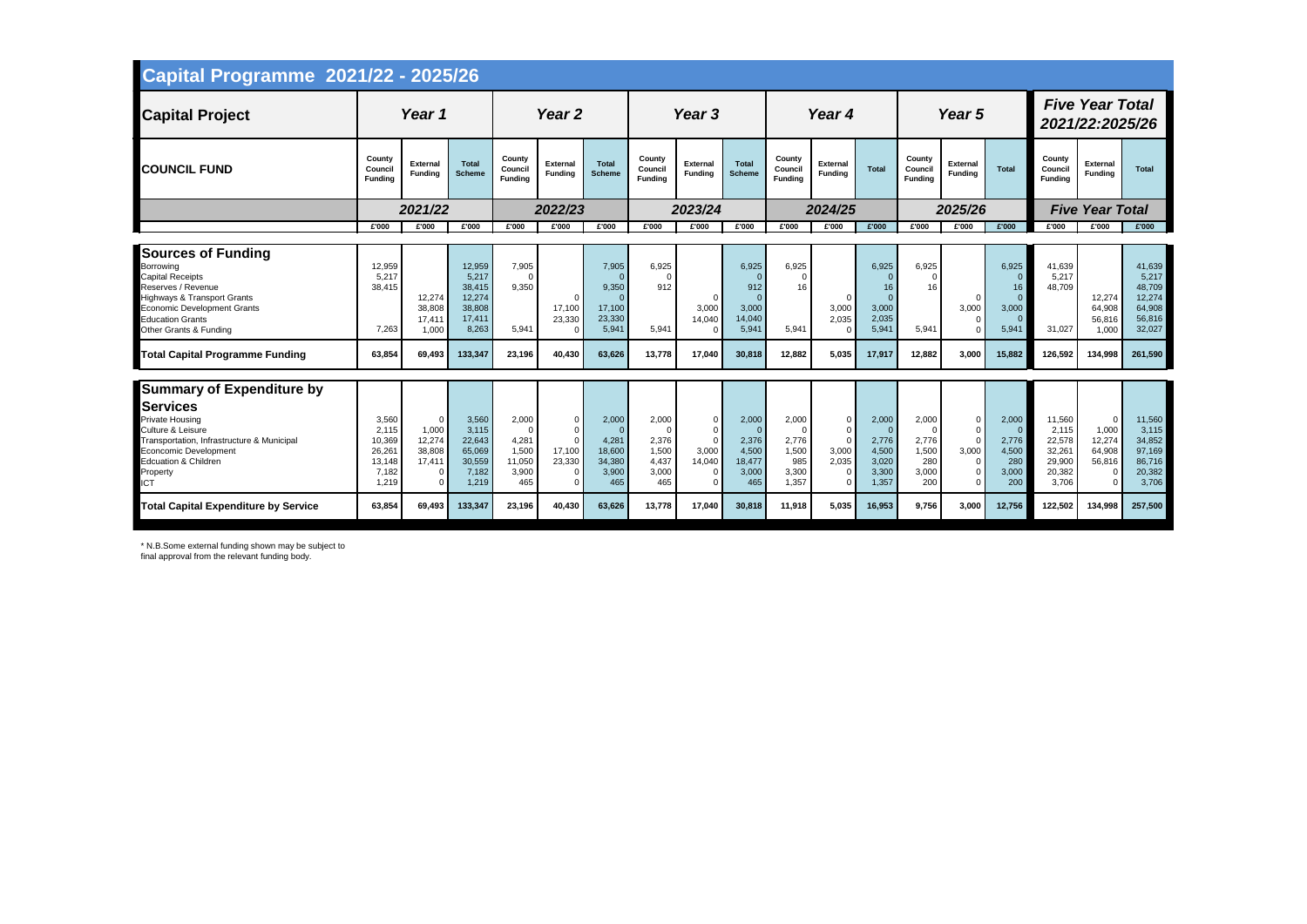# Capital Programme 2021/22 - 2025/26

| Capital Project | Year 1 | | | Year 2 | | | Year 3 | | | Year 4 | | | Year 5 | | | Five Year Total 2021/22:2025/26 | | |
|---|---|---|---|---|---|---|---|---|---|---|---|---|---|---|---|---|---|---|
| COUNCIL FUND | County Council Funding | External Funding | Total Scheme | County Council Funding | External Funding | Total Scheme | County Council Funding | External Funding | Total Scheme | County Council Funding | External Funding | Total | County Council Funding | External Funding | Total | County Council Funding | External Funding | Total |
| | 2021/22 | | | 2022/23 | | | 2023/24 | | | 2024/25 | | | 2025/26 | | | Five Year Total | | |
| | £'000 | £'000 | £'000 | £'000 | £'000 | £'000 | £'000 | £'000 | £'000 | £'000 | £'000 | £'000 | £'000 | £'000 | £'000 | £'000 | £'000 | £'000 |
| **Sources of Funding** | | | | | | | | | | | | | | | | | | |
| Borrowing | 12,959 | | 12,959 | 7,905 | | 7,905 | 6,925 | | 6,925 | 6,925 | | 6,925 | 6,925 | | 6,925 | 41,639 | | 41,639 |
| Capital Receipts | 5,217 | | 5,217 | 0 | | 0 | 0 | | 0 | 0 | | 0 | 0 | | 0 | 5,217 | | 5,217 |
| Reserves / Revenue | 38,415 | | 38,415 | 9,350 | | 9,350 | 912 | | 912 | 16 | | 16 | 16 | | 16 | 48,709 | | 48,709 |
| Highways & Transport Grants | | 12,274 | 12,274 | | 0 | 0 | | 0 | 0 | | 0 | 0 | | 0 | 0 | | 12,274 | 12,274 |
| Economic Development Grants | | 38,808 | 38,808 | | 17,100 | 17,100 | | 3,000 | 3,000 | | 3,000 | 3,000 | | 3,000 | 3,000 | | 64,908 | 64,908 |
| Education Grants | | 17,411 | 17,411 | | 23,330 | 23,330 | | 14,040 | 14,040 | | 2,035 | 2,035 | | 0 | 0 | | 56,816 | 56,816 |
| Other Grants & Funding | 7,263 | 1,000 | 8,263 | 5,941 | 0 | 5,941 | 5,941 | 0 | 5,941 | 5,941 | 0 | 5,941 | 5,941 | 0 | 5,941 | 31,027 | 1,000 | 32,027 |
| **Total Capital Programme Funding** | **63,854** | **69,493** | **133,347** | **23,196** | **40,430** | **63,626** | **13,778** | **17,040** | **30,818** | **12,882** | **5,035** | **17,917** | **12,882** | **3,000** | **15,882** | **126,592** | **134,998** | **261,590** |
| **Summary of Expenditure by Services** | | | | | | | | | | | | | | | | | | |
| Private Housing | 3,560 | 0 | 3,560 | 2,000 | 0 | 2,000 | 2,000 | 0 | 2,000 | 2,000 | 0 | 2,000 | 2,000 | 0 | 2,000 | 11,560 | 0 | 11,560 |
| Culture & Leisure | 2,115 | 1,000 | 3,115 | 0 | 0 | 0 | 0 | 0 | 0 | 0 | 0 | 0 | 0 | 0 | 0 | 2,115 | 1,000 | 3,115 |
| Transportation, Infrastructure & Municipal | 10,369 | 12,274 | 22,643 | 4,281 | 0 | 4,281 | 2,376 | 0 | 2,376 | 2,776 | 0 | 2,776 | 2,776 | 0 | 2,776 | 22,578 | 12,274 | 34,852 |
| Econcomic Development | 26,261 | 38,808 | 65,069 | 1,500 | 17,100 | 18,600 | 1,500 | 3,000 | 4,500 | 1,500 | 3,000 | 4,500 | 1,500 | 3,000 | 4,500 | 32,261 | 64,908 | 97,169 |
| Edcuation & Children | 13,148 | 17,411 | 30,559 | 11,050 | 23,330 | 34,380 | 4,437 | 14,040 | 18,477 | 985 | 2,035 | 3,020 | 280 | 0 | 280 | 29,900 | 56,816 | 86,716 |
| Property | 7,182 | 0 | 7,182 | 3,900 | 0 | 3,900 | 3,000 | 0 | 3,000 | 3,300 | 0 | 3,300 | 3,000 | 0 | 3,000 | 20,382 | 0 | 20,382 |
| ICT | 1,219 | 0 | 1,219 | 465 | 0 | 465 | 465 | 0 | 465 | 1,357 | 0 | 1,357 | 200 | 0 | 200 | 3,706 | 0 | 3,706 |
| **Total Capital Expenditure by Service** | **63,854** | **69,493** | **133,347** | **23,196** | **40,430** | **63,626** | **13,778** | **17,040** | **30,818** | **11,918** | **5,035** | **16,953** | **9,756** | **3,000** | **12,756** | **122,502** | **134,998** | **257,500** |

* N.B.Some external funding shown may be subject to final approval from the relevant funding body.